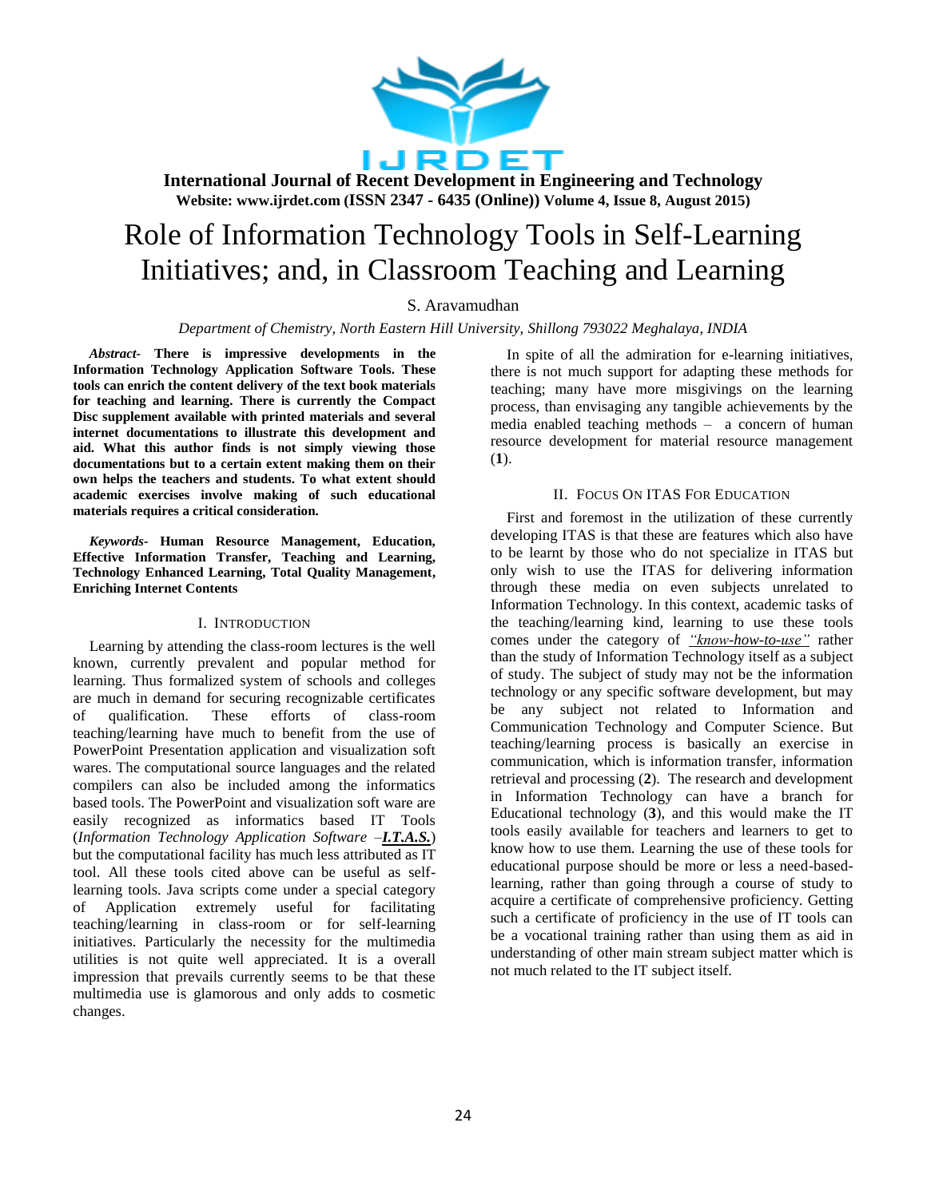# Role of Information Technology Tools in Self-Learning Initiatives; and, in Classroom Teaching and Learning

S. Aravamudhan

*Department of Chemistry, North Eastern Hill University, Shillong 793022 Meghalaya, INDIA*

***Abstract-*** **There is impressive developments in the Information Technology Application Software Tools. These tools can enrich the content delivery of the text book materials for teaching and learning. There is currently the Compact Disc supplement available with printed materials and several internet documentations to illustrate this development and aid. What this author finds is not simply viewing those documentations but to a certain extent making them on their own helps the teachers and students. To what extent should academic exercises involve making of such educational materials requires a critical consideration.**

***Keywords-*** **Human Resource Management, Education, Effective Information Transfer, Teaching and Learning, Technology Enhanced Learning, Total Quality Management, Enriching Internet Contents**

## I. Introduction

Learning by attending the class-room lectures is the well known, currently prevalent and popular method for learning. Thus formalized system of schools and colleges are much in demand for securing recognizable certificates of qualification. These efforts of class-room teaching/learning have much to benefit from the use of PowerPoint Presentation application and visualization soft wares. The computational source languages and the related compilers can also be included among the informatics based tools. The PowerPoint and visualization soft ware are easily recognized as informatics based IT Tools (*Information Technology Application Software –**I.T.A.S.***) but the computational facility has much less attributed as IT tool. All these tools cited above can be useful as self-learning tools. Java scripts come under a special category of Application extremely useful for facilitating teaching/learning in class-room or for self-learning initiatives. Particularly the necessity for the multimedia utilities is not quite well appreciated. It is a overall impression that prevails currently seems to be that these multimedia use is glamorous and only adds to cosmetic changes.

In spite of all the admiration for e-learning initiatives, there is not much support for adapting these methods for teaching; many have more misgivings on the learning process, than envisaging any tangible achievements by the media enabled teaching methods – a concern of human resource development for material resource management (**1**).

## II. Focus On ITAS For Education

First and foremost in the utilization of these currently developing ITAS is that these are features which also have to be learnt by those who do not specialize in ITAS but only wish to use the ITAS for delivering information through these media on even subjects unrelated to Information Technology. In this context, academic tasks of the teaching/learning kind, learning to use these tools comes under the category of *"know-how-to-use"* rather than the study of Information Technology itself as a subject of study. The subject of study may not be the information technology or any specific software development, but may be any subject not related to Information and Communication Technology and Computer Science. But teaching/learning process is basically an exercise in communication, which is information transfer, information retrieval and processing (**2**). The research and development in Information Technology can have a branch for Educational technology (**3**), and this would make the IT tools easily available for teachers and learners to get to know how to use them. Learning the use of these tools for educational purpose should be more or less a need-based-learning, rather than going through a course of study to acquire a certificate of comprehensive proficiency. Getting such a certificate of proficiency in the use of IT tools can be a vocational training rather than using them as aid in understanding of other main stream subject matter which is not much related to the IT subject itself.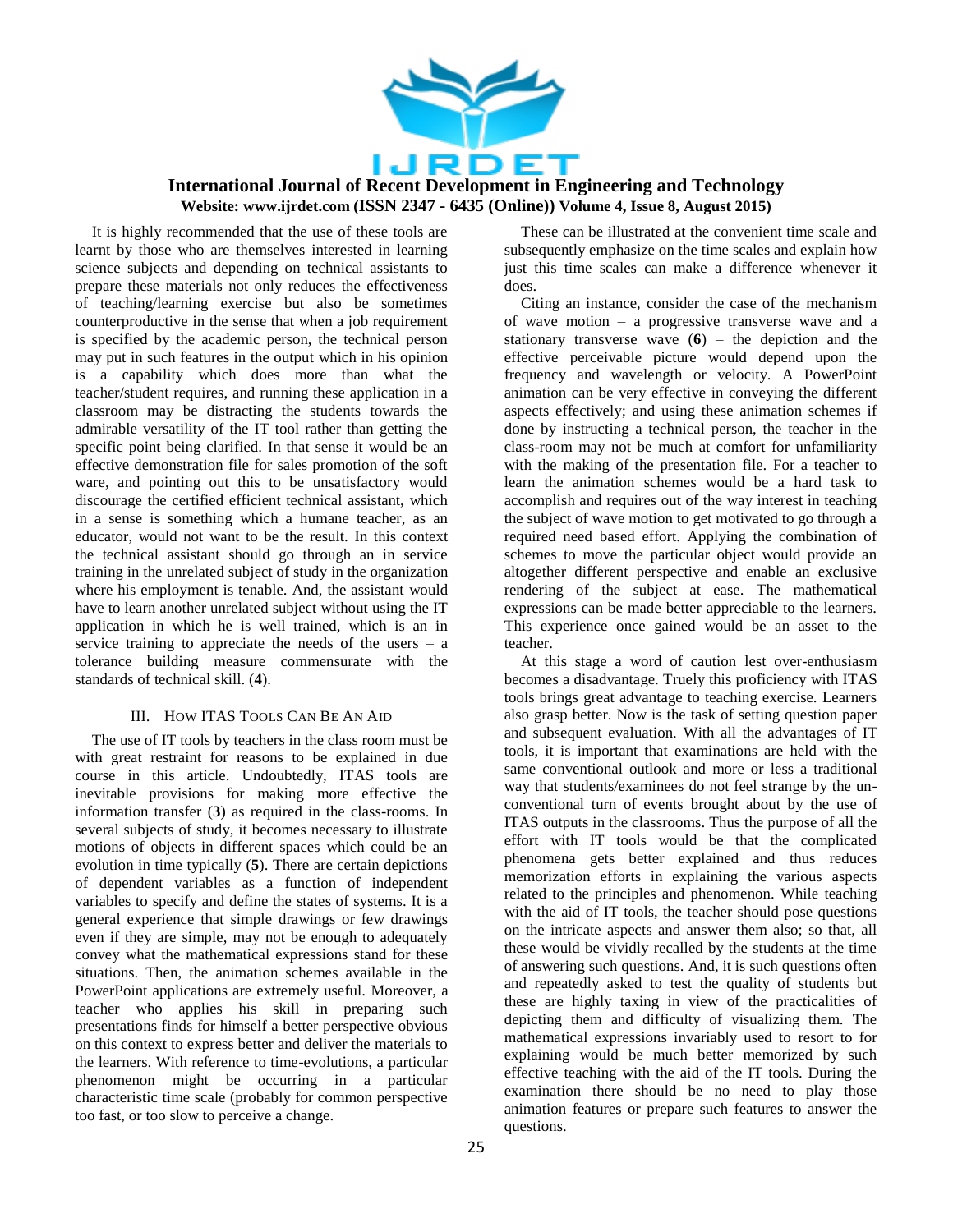It is highly recommended that the use of these tools are learnt by those who are themselves interested in learning science subjects and depending on technical assistants to prepare these materials not only reduces the effectiveness of teaching/learning exercise but also be sometimes counterproductive in the sense that when a job requirement is specified by the academic person, the technical person may put in such features in the output which in his opinion is a capability which does more than what the teacher/student requires, and running these application in a classroom may be distracting the students towards the admirable versatility of the IT tool rather than getting the specific point being clarified. In that sense it would be an effective demonstration file for sales promotion of the soft ware, and pointing out this to be unsatisfactory would discourage the certified efficient technical assistant, which in a sense is something which a humane teacher, as an educator, would not want to be the result. In this context the technical assistant should go through an in service training in the unrelated subject of study in the organization where his employment is tenable. And, the assistant would have to learn another unrelated subject without using the IT application in which he is well trained, which is an in service training to appreciate the needs of the users – a tolerance building measure commensurate with the standards of technical skill. (**4**).

## III. How ITAS Tools Can Be An Aid

The use of IT tools by teachers in the class room must be with great restraint for reasons to be explained in due course in this article. Undoubtedly, ITAS tools are inevitable provisions for making more effective the information transfer (**3**) as required in the class-rooms. In several subjects of study, it becomes necessary to illustrate motions of objects in different spaces which could be an evolution in time typically (**5**). There are certain depictions of dependent variables as a function of independent variables to specify and define the states of systems. It is a general experience that simple drawings or few drawings even if they are simple, may not be enough to adequately convey what the mathematical expressions stand for these situations. Then, the animation schemes available in the PowerPoint applications are extremely useful. Moreover, a teacher who applies his skill in preparing such presentations finds for himself a better perspective obvious on this context to express better and deliver the materials to the learners. With reference to time-evolutions, a particular phenomenon might be occurring in a particular characteristic time scale (probably for common perspective too fast, or too slow to perceive a change.

These can be illustrated at the convenient time scale and subsequently emphasize on the time scales and explain how just this time scales can make a difference whenever it does.

Citing an instance, consider the case of the mechanism of wave motion – a progressive transverse wave and a stationary transverse wave (**6**) – the depiction and the effective perceivable picture would depend upon the frequency and wavelength or velocity. A PowerPoint animation can be very effective in conveying the different aspects effectively; and using these animation schemes if done by instructing a technical person, the teacher in the class-room may not be much at comfort for unfamiliarity with the making of the presentation file. For a teacher to learn the animation schemes would be a hard task to accomplish and requires out of the way interest in teaching the subject of wave motion to get motivated to go through a required need based effort. Applying the combination of schemes to move the particular object would provide an altogether different perspective and enable an exclusive rendering of the subject at ease. The mathematical expressions can be made better appreciable to the learners. This experience once gained would be an asset to the teacher.

At this stage a word of caution lest over-enthusiasm becomes a disadvantage. Truely this proficiency with ITAS tools brings great advantage to teaching exercise. Learners also grasp better. Now is the task of setting question paper and subsequent evaluation. With all the advantages of IT tools, it is important that examinations are held with the same conventional outlook and more or less a traditional way that students/examinees do not feel strange by the un-conventional turn of events brought about by the use of ITAS outputs in the classrooms. Thus the purpose of all the effort with IT tools would be that the complicated phenomena gets better explained and thus reduces memorization efforts in explaining the various aspects related to the principles and phenomenon. While teaching with the aid of IT tools, the teacher should pose questions on the intricate aspects and answer them also; so that, all these would be vividly recalled by the students at the time of answering such questions. And, it is such questions often and repeatedly asked to test the quality of students but these are highly taxing in view of the practicalities of depicting them and difficulty of visualizing them. The mathematical expressions invariably used to resort to for explaining would be much better memorized by such effective teaching with the aid of the IT tools. During the examination there should be no need to play those animation features or prepare such features to answer the questions.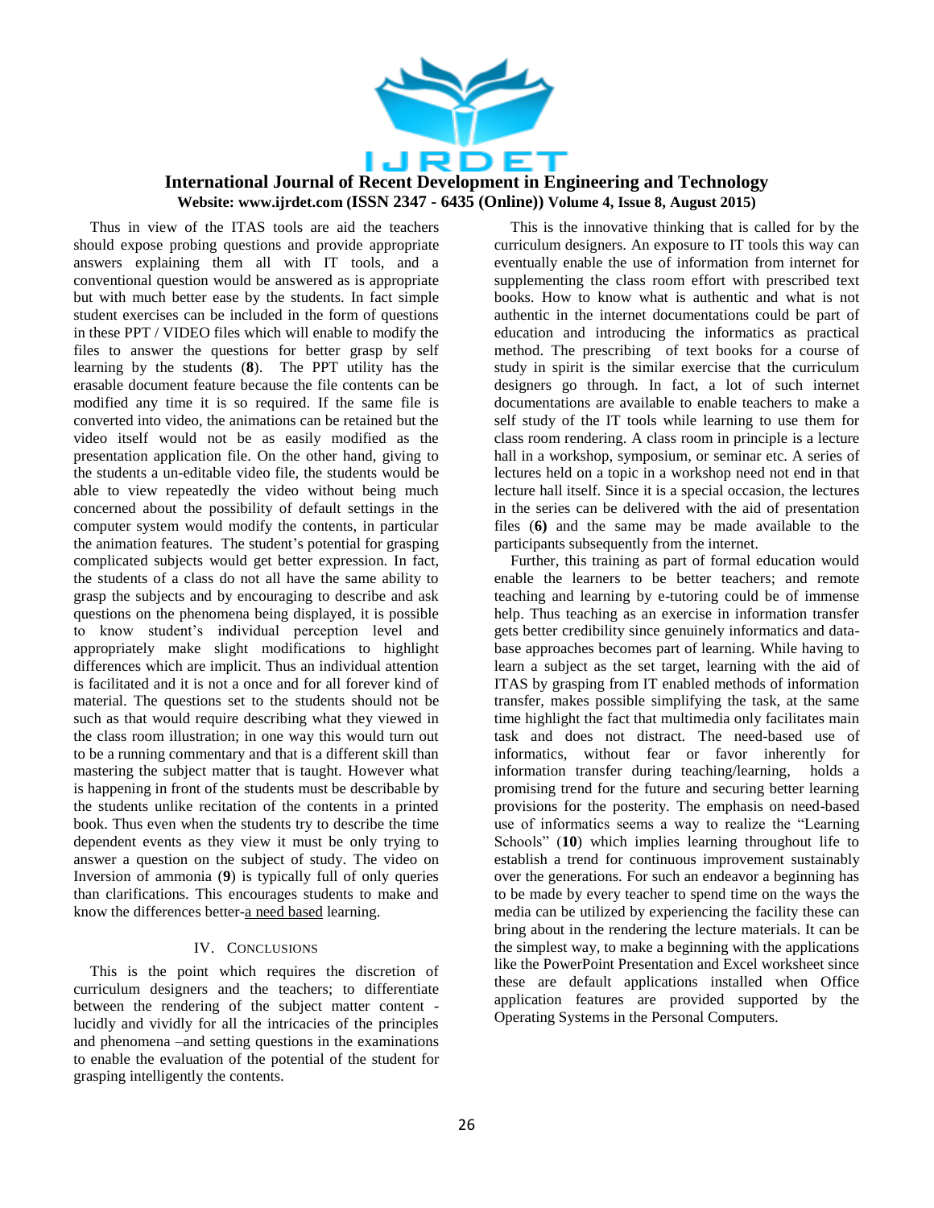Thus in view of the ITAS tools are aid the teachers should expose probing questions and provide appropriate answers explaining them all with IT tools, and a conventional question would be answered as is appropriate but with much better ease by the students. In fact simple student exercises can be included in the form of questions in these PPT / VIDEO files which will enable to modify the files to answer the questions for better grasp by self learning by the students (**8**). The PPT utility has the erasable document feature because the file contents can be modified any time it is so required. If the same file is converted into video, the animations can be retained but the video itself would not be as easily modified as the presentation application file. On the other hand, giving to the students a un-editable video file, the students would be able to view repeatedly the video without being much concerned about the possibility of default settings in the computer system would modify the contents, in particular the animation features. The student's potential for grasping complicated subjects would get better expression. In fact, the students of a class do not all have the same ability to grasp the subjects and by encouraging to describe and ask questions on the phenomena being displayed, it is possible to know student's individual perception level and appropriately make slight modifications to highlight differences which are implicit. Thus an individual attention is facilitated and it is not a once and for all forever kind of material. The questions set to the students should not be such as that would require describing what they viewed in the class room illustration; in one way this would turn out to be a running commentary and that is a different skill than mastering the subject matter that is taught. However what is happening in front of the students must be describable by the students unlike recitation of the contents in a printed book. Thus even when the students try to describe the time dependent events as they view it must be only trying to answer a question on the subject of study. The video on Inversion of ammonia (**9**) is typically full of only queries than clarifications. This encourages students to make and know the differences better-a need based learning.

## IV. Conclusions

This is the point which requires the discretion of curriculum designers and the teachers; to differentiate between the rendering of the subject matter content - lucidly and vividly for all the intricacies of the principles and phenomena –and setting questions in the examinations to enable the evaluation of the potential of the student for grasping intelligently the contents.

This is the innovative thinking that is called for by the curriculum designers. An exposure to IT tools this way can eventually enable the use of information from internet for supplementing the class room effort with prescribed text books. How to know what is authentic and what is not authentic in the internet documentations could be part of education and introducing the informatics as practical method. The prescribing of text books for a course of study in spirit is the similar exercise that the curriculum designers go through. In fact, a lot of such internet documentations are available to enable teachers to make a self study of the IT tools while learning to use them for class room rendering. A class room in principle is a lecture hall in a workshop, symposium, or seminar etc. A series of lectures held on a topic in a workshop need not end in that lecture hall itself. Since it is a special occasion, the lectures in the series can be delivered with the aid of presentation files (**6)** and the same may be made available to the participants subsequently from the internet.

Further, this training as part of formal education would enable the learners to be better teachers; and remote teaching and learning by e-tutoring could be of immense help. Thus teaching as an exercise in information transfer gets better credibility since genuinely informatics and data-base approaches becomes part of learning. While having to learn a subject as the set target, learning with the aid of ITAS by grasping from IT enabled methods of information transfer, makes possible simplifying the task, at the same time highlight the fact that multimedia only facilitates main task and does not distract. The need-based use of informatics, without fear or favor inherently for information transfer during teaching/learning, holds a promising trend for the future and securing better learning provisions for the posterity. The emphasis on need-based use of informatics seems a way to realize the "Learning Schools" (**10**) which implies learning throughout life to establish a trend for continuous improvement sustainably over the generations. For such an endeavor a beginning has to be made by every teacher to spend time on the ways the media can be utilized by experiencing the facility these can bring about in the rendering the lecture materials. It can be the simplest way, to make a beginning with the applications like the PowerPoint Presentation and Excel worksheet since these are default applications installed when Office application features are provided supported by the Operating Systems in the Personal Computers.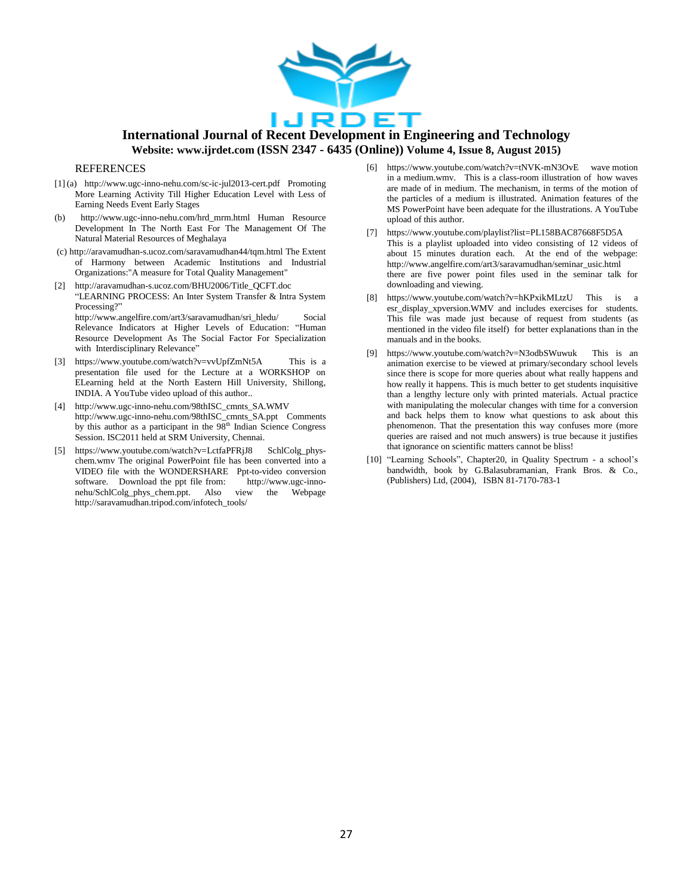## REFERENCES

[1] (a) http://www.ugc-inno-nehu.com/sc-ic-jul2013-cert.pdf Promoting More Learning Activity Till Higher Education Level with Less of Earning Needs Event Early Stages

(b) http://www.ugc-inno-nehu.com/hrd_mrm.html Human Resource Development In The North East For The Management Of The Natural Material Resources of Meghalaya

(c) http://aravamudhan-s.ucoz.com/saravamudhan44/tqm.html The Extent of Harmony between Academic Institutions and Industrial Organizations:"A measure for Total Quality Management"

[2] http://aravamudhan-s.ucoz.com/BHU2006/Title_QCFT.doc "LEARNING PROCESS: An Inter System Transfer & Intra System Processing?"
http://www.angelfire.com/art3/saravamudhan/sri_hledu/ Social Relevance Indicators at Higher Levels of Education: "Human Resource Development As The Social Factor For Specialization with Interdisciplinary Relevance"

[3] https://www.youtube.com/watch?v=vvUpfZmNt5A This is a presentation file used for the Lecture at a WORKSHOP on ELearning held at the North Eastern Hill University, Shillong, INDIA. A YouTube video upload of this author..

[4] http://www.ugc-inno-nehu.com/98thISC_cmnts_SA.WMV
http://www.ugc-inno-nehu.com/98thISC_cmnts_SA.ppt Comments by this author as a participant in the 98th Indian Science Congress Session. ISC2011 held at SRM University, Chennai.

[5] https://www.youtube.com/watch?v=LctfaPFRjJ8 SchlColg_phys-chem.wmv The original PowerPoint file has been converted into a VIDEO file with the WONDERSHARE Ppt-to-video conversion software. Download the ppt file from: http://www.ugc-inno-nehu/SchlColg_phys_chem.ppt. Also view the Webpage http://saravamudhan.tripod.com/infotech_tools/

[6] https://www.youtube.com/watch?v=tNVK-mN3OvE wave motion in a medium.wmv. This is a class-room illustration of how waves are made of in medium. The mechanism, in terms of the motion of the particles of a medium is illustrated. Animation features of the MS PowerPoint have been adequate for the illustrations. A YouTube upload of this author.

[7] https://www.youtube.com/playlist?list=PL158BAC87668F5D5A
This is a playlist uploaded into video consisting of 12 videos of about 15 minutes duration each. At the end of the webpage: http://www.angelfire.com/art3/saravamudhan/seminar_usic.html there are five power point files used in the seminar talk for downloading and viewing.

[8] https://www.youtube.com/watch?v=hKPxikMLtzU This is a esr_display_xpversion.WMV and includes exercises for students. This file was made just because of request from students (as mentioned in the video file itself) for better explanations than in the manuals and in the books.

[9] https://www.youtube.com/watch?v=N3odbSWuwuk This is an animation exercise to be viewed at primary/secondary school levels since there is scope for more queries about what really happens and how really it happens. This is much better to get students inquisitive than a lengthy lecture only with printed materials. Actual practice with manipulating the molecular changes with time for a conversion and back helps them to know what questions to ask about this phenomenon. That the presentation this way confuses more (more queries are raised and not much answers) is true because it justifies that ignorance on scientific matters cannot be bliss!

[10] "Learning Schools", Chapter20, in Quality Spectrum - a school's bandwidth, book by G.Balasubramanian, Frank Bros. & Co., (Publishers) Ltd, (2004), ISBN 81-7170-783-1